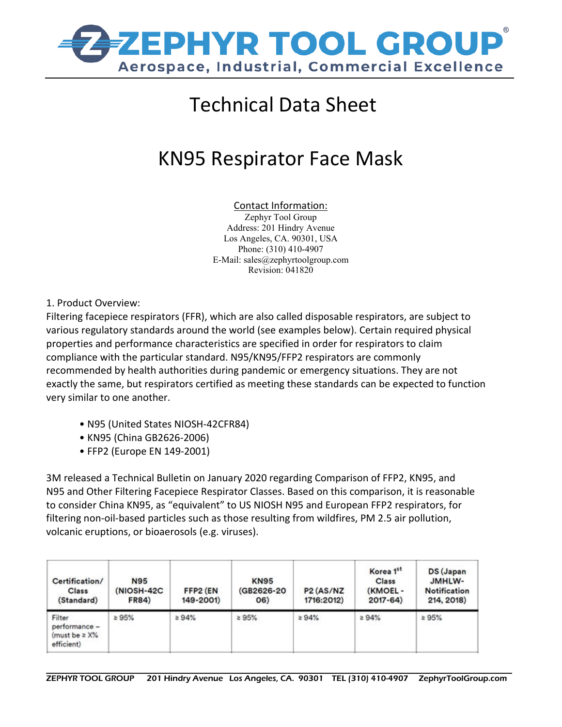# ZEPHYR TOOL GROUP®

Aerospace, Industrial, Commercial Excellence

# Technical Data Sheet

# KN95 Respirator Face Mask

Contact Information:
Zephyr Tool Group
Address: 201 Hindry Avenue
Los Angeles, CA. 90301, USA
Phone: (310) 410-4907
E-Mail: sales@zephyrtoolgroup.com
Revision: 041820

1. Product Overview:

Filtering facepiece respirators (FFR), which are also called disposable respirators, are subject to various regulatory standards around the world (see examples below). Certain required physical properties and performance characteristics are specified in order for respirators to claim compliance with the particular standard. N95/KN95/FFP2 respirators are commonly recommended by health authorities during pandemic or emergency situations. They are not exactly the same, but respirators certified as meeting these standards can be expected to function very similar to one another.

- N95 (United States NIOSH-42CFR84)
- KN95 (China GB2626-2006)
- FFP2 (Europe EN 149-2001)

3M released a Technical Bulletin on January 2020 regarding Comparison of FFP2, KN95, and N95 and Other Filtering Facepiece Respirator Classes. Based on this comparison, it is reasonable to consider China KN95, as "equivalent" to US NIOSH N95 and European FFP2 respirators, for filtering non-oil-based particles such as those resulting from wildfires, PM 2.5 air pollution, volcanic eruptions, or bioaerosols (e.g. viruses).

| Certification/ Class (Standard) | N95 (NIOSH-42C FR84) | FFP2 (EN 149-2001) | KN95 (GB2626-20 06) | P2 (AS/NZ 1716:2012) | Korea 1st Class (KMOEL - 2017-64) | DS (Japan JMHLW-Notification 214, 2018) |
| --- | --- | --- | --- | --- | --- | --- |
| Filter performance – (must be ≥ X% efficient) | ≥ 95% | ≥ 94% | ≥ 95% | ≥ 94% | ≥ 94% | ≥ 95% |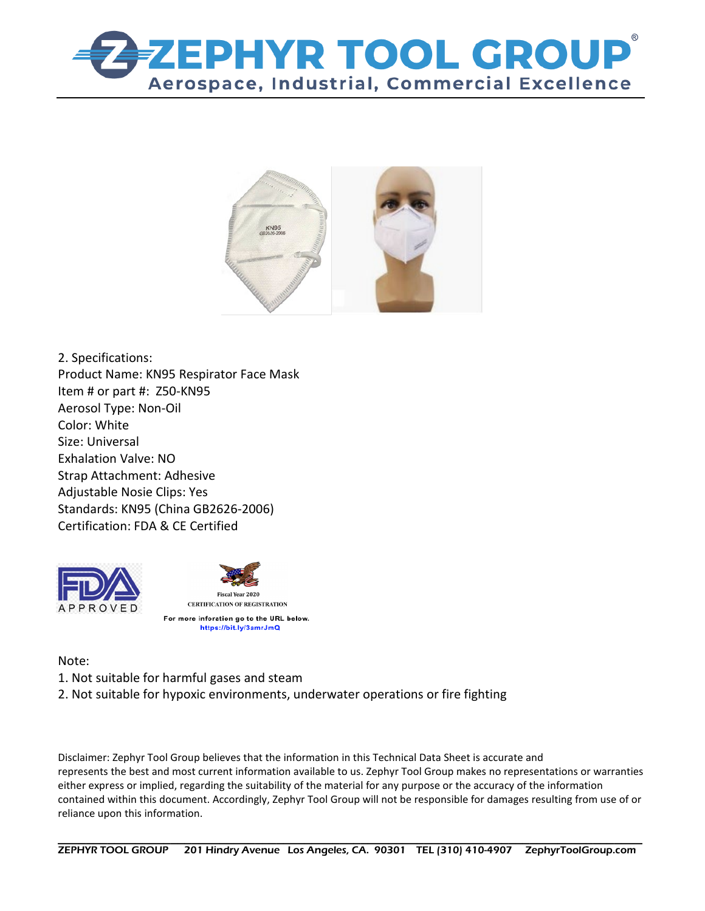2. Specifications:

Product Name: KN95 Respirator Face Mask

Item # or part #: Z50-KN95

Aerosol Type: Non-Oil

Color: White

Size: Universal

Exhalation Valve: NO

Strap Attachment: Adhesive

Adjustable Nosie Clips: Yes

Standards: KN95 (China GB2626-2006)

Certification: FDA & CE Certified

FDA APPROVED

Fiscal Year 2020

CERTIFICATION OF REGISTRATION

For more inforation go to the URL below.

https://bit.ly/3amrJmQ

Note:

1. Not suitable for harmful gases and steam
2. Not suitable for hypoxic environments, underwater operations or fire fighting

Disclaimer: Zephyr Tool Group believes that the information in this Technical Data Sheet is accurate and represents the best and most current information available to us. Zephyr Tool Group makes no representations or warranties either express or implied, regarding the suitability of the material for any purpose or the accuracy of the information contained within this document. Accordingly, Zephyr Tool Group will not be responsible for damages resulting from use of or reliance upon this information.